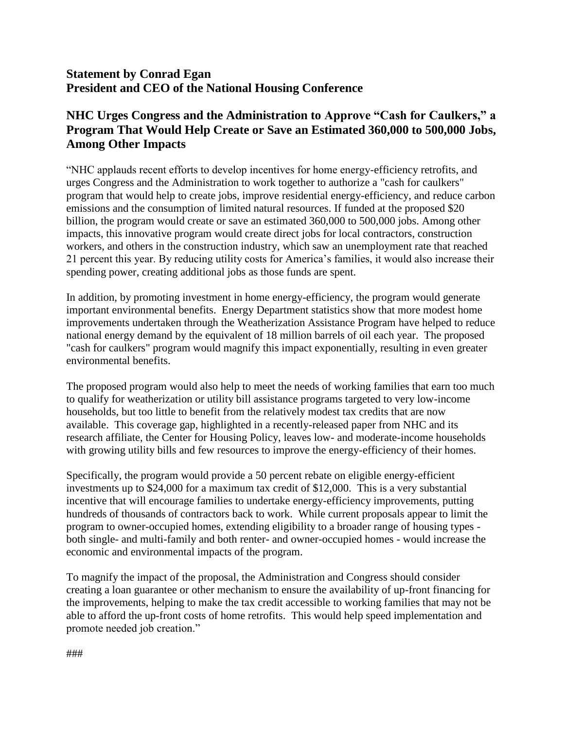**Statement by Conrad Egan**
**President and CEO of the National Housing Conference**

## NHC Urges Congress and the Administration to Approve "Cash for Caulkers," a Program That Would Help Create or Save an Estimated 360,000 to 500,000 Jobs, Among Other Impacts

"NHC applauds recent efforts to develop incentives for home energy-efficiency retrofits, and urges Congress and the Administration to work together to authorize a "cash for caulkers" program that would help to create jobs, improve residential energy-efficiency, and reduce carbon emissions and the consumption of limited natural resources. If funded at the proposed $20 billion, the program would create or save an estimated 360,000 to 500,000 jobs. Among other impacts, this innovative program would create direct jobs for local contractors, construction workers, and others in the construction industry, which saw an unemployment rate that reached 21 percent this year. By reducing utility costs for America's families, it would also increase their spending power, creating additional jobs as those funds are spent.

In addition, by promoting investment in home energy-efficiency, the program would generate important environmental benefits. Energy Department statistics show that more modest home improvements undertaken through the Weatherization Assistance Program have helped to reduce national energy demand by the equivalent of 18 million barrels of oil each year. The proposed "cash for caulkers" program would magnify this impact exponentially, resulting in even greater environmental benefits.

The proposed program would also help to meet the needs of working families that earn too much to qualify for weatherization or utility bill assistance programs targeted to very low-income households, but too little to benefit from the relatively modest tax credits that are now available. This coverage gap, highlighted in a recently-released paper from NHC and its research affiliate, the Center for Housing Policy, leaves low- and moderate-income households with growing utility bills and few resources to improve the energy-efficiency of their homes.

Specifically, the program would provide a 50 percent rebate on eligible energy-efficient investments up to $24,000 for a maximum tax credit of $12,000. This is a very substantial incentive that will encourage families to undertake energy-efficiency improvements, putting hundreds of thousands of contractors back to work. While current proposals appear to limit the program to owner-occupied homes, extending eligibility to a broader range of housing types - both single- and multi-family and both renter- and owner-occupied homes - would increase the economic and environmental impacts of the program.

To magnify the impact of the proposal, the Administration and Congress should consider creating a loan guarantee or other mechanism to ensure the availability of up-front financing for the improvements, helping to make the tax credit accessible to working families that may not be able to afford the up-front costs of home retrofits. This would help speed implementation and promote needed job creation."

###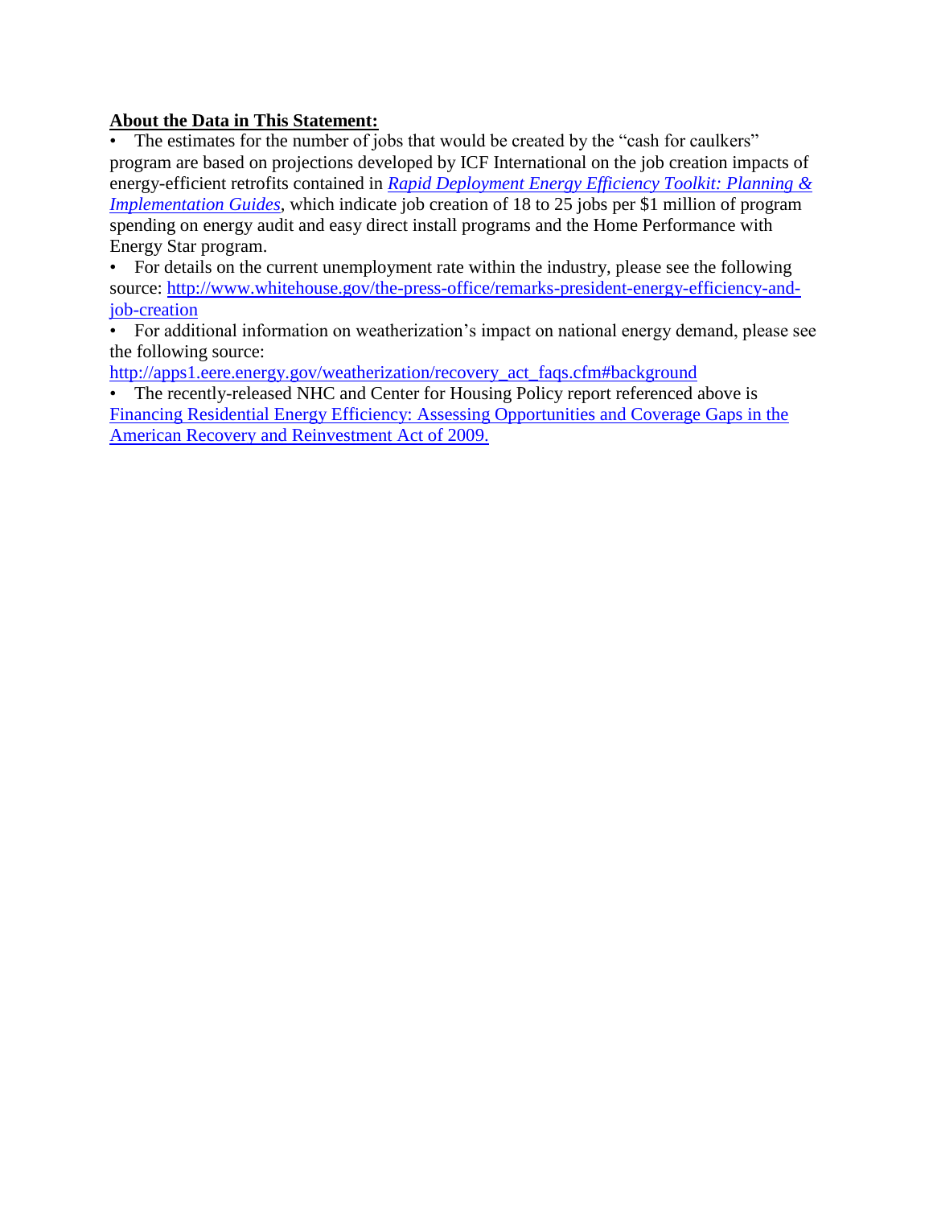**About the Data in This Statement:**

- The estimates for the number of jobs that would be created by the "cash for caulkers" program are based on projections developed by ICF International on the job creation impacts of energy-efficient retrofits contained in *Rapid Deployment Energy Efficiency Toolkit: Planning & Implementation Guides*, which indicate job creation of 18 to 25 jobs per $1 million of program spending on energy audit and easy direct install programs and the Home Performance with Energy Star program.
- For details on the current unemployment rate within the industry, please see the following source: http://www.whitehouse.gov/the-press-office/remarks-president-energy-efficiency-and-job-creation
- For additional information on weatherization's impact on national energy demand, please see the following source: http://apps1.eere.energy.gov/weatherization/recovery_act_faqs.cfm#background
- The recently-released NHC and Center for Housing Policy report referenced above is Financing Residential Energy Efficiency: Assessing Opportunities and Coverage Gaps in the American Recovery and Reinvestment Act of 2009.